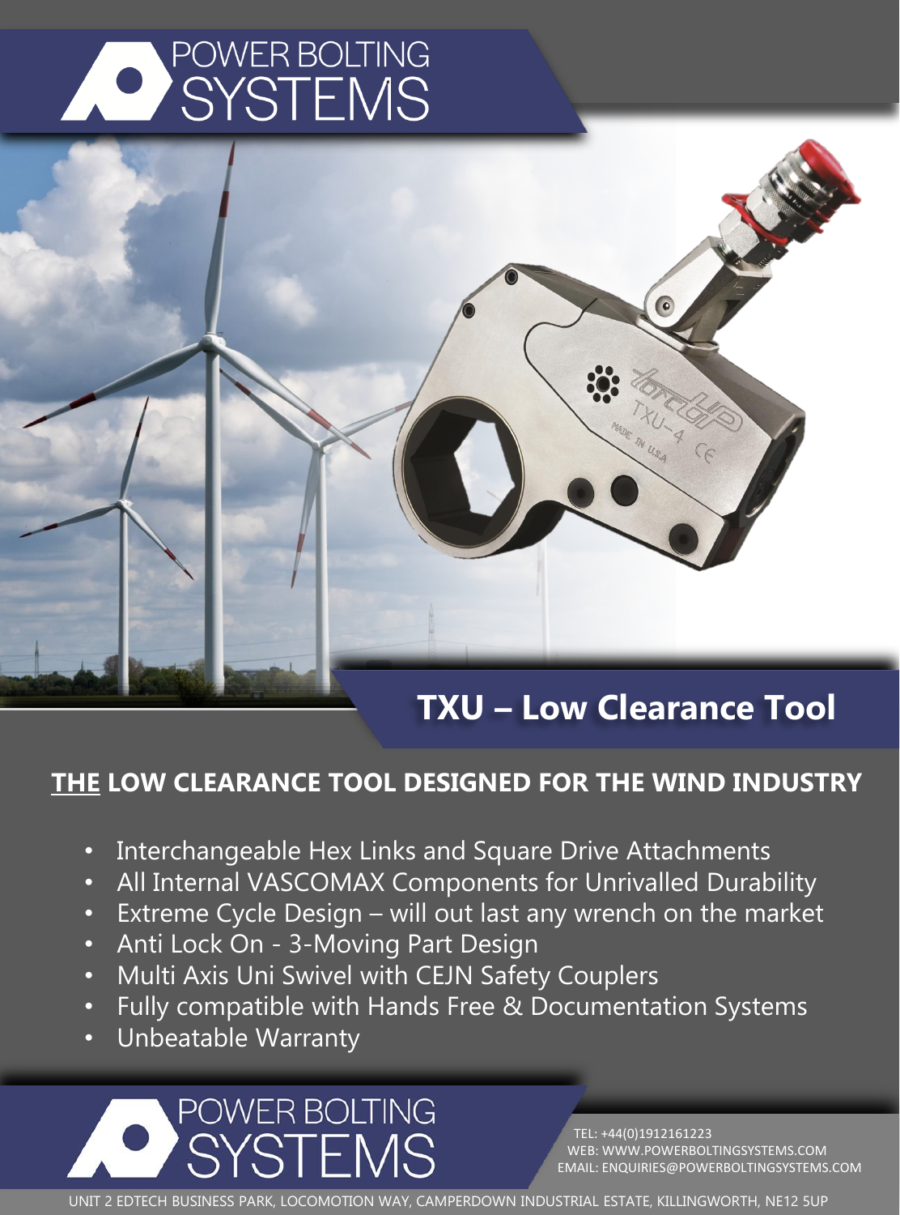# POWER BOLTING SYSTEMS

## TXU – Low Clearance Tool

**<u>THE</u> LOW CLEARANCE TOOL DESIGNED FOR THE WIND INDUSTRY**

- Interchangeable Hex Links and Square Drive Attachments
- All Internal VASCOMAX Components for Unrivalled Durability
- Extreme Cycle Design – will out last any wrench on the market
- Anti Lock On - 3-Moving Part Design
- Multi Axis Uni Swivel with CEJN Safety Couplers
- Fully compatible with Hands Free & Documentation Systems
- Unbeatable Warranty

POWER BOLTING SYSTEMS

TEL: +44(0)1912161223
WEB: WWW.POWERBOLTINGSYSTEMS.COM
EMAIL: ENQUIRIES@POWERBOLTINGSYSTEMS.COM

UNIT 2 EDTECH BUSINESS PARK, LOCOMOTION WAY, CAMPERDOWN INDUSTRIAL ESTATE, KILLINGWORTH, NE12 5UP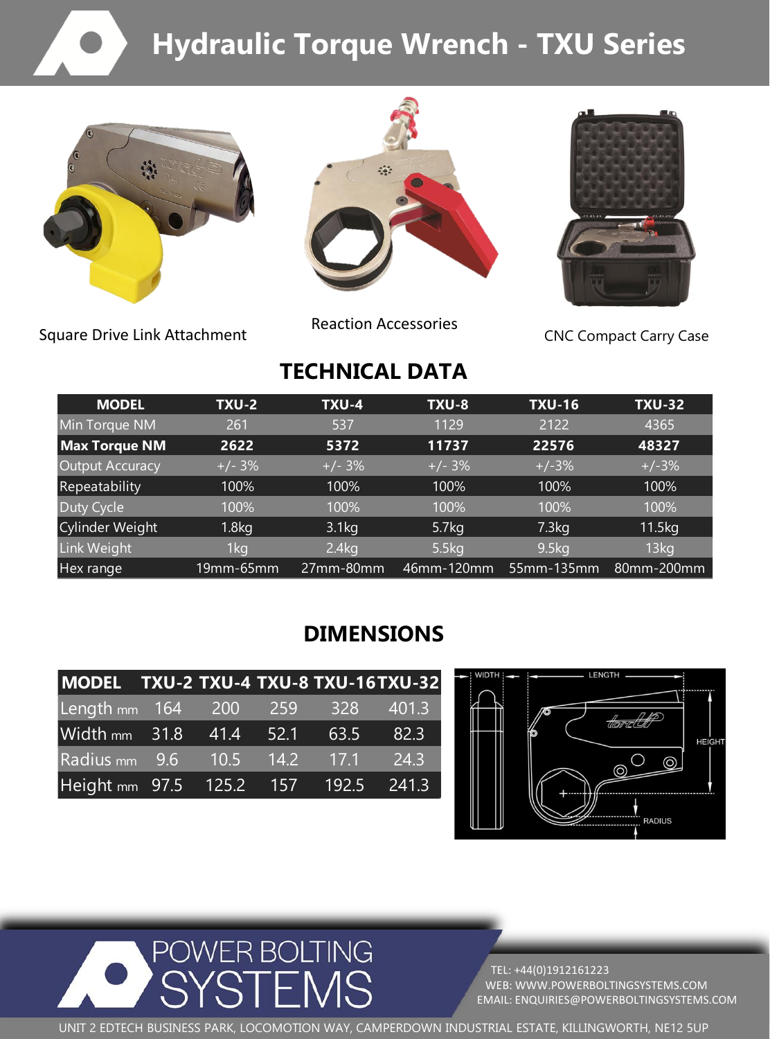# Hydraulic Torque Wrench - TXU Series

Square Drive Link Attachment

Reaction Accessories

CNC Compact Carry Case

## TECHNICAL DATA

| MODEL | TXU-2 | TXU-4 | TXU-8 | TXU-16 | TXU-32 |
|---|---|---|---|---|---|
| Min Torque NM | 261 | 537 | 1129 | 2122 | 4365 |
| **Max Torque NM** | **2622** | **5372** | **11737** | **22576** | **48327** |
| Output Accuracy | +/- 3% | +/- 3% | +/- 3% | +/-3% | +/-3% |
| Repeatability | 100% | 100% | 100% | 100% | 100% |
| Duty Cycle | 100% | 100% | 100% | 100% | 100% |
| Cylinder Weight | 1.8kg | 3.1kg | 5.7kg | 7.3kg | 11.5kg |
| Link Weight | 1kg | 2.4kg | 5.5kg | 9.5kg | 13kg |
| Hex range | 19mm-65mm | 27mm-80mm | 46mm-120mm | 55mm-135mm | 80mm-200mm |

## DIMENSIONS

| MODEL | TXU-2 | TXU-4 | TXU-8 | TXU-16 | TXU-32 |
|---|---|---|---|---|---|
| Length mm | 164 | 200 | 259 | 328 | 401.3 |
| Width mm | 31.8 | 41.4 | 52.1 | 63.5 | 82.3 |
| Radius mm | 9.6 | 10.5 | 14.2 | 17.1 | 24.3 |
| Height mm | 97.5 | 125.2 | 157 | 192.5 | 241.3 |

WIDTH
LENGTH
HEIGHT
RADIUS

POWER BOLTING SYSTEMS

TEL: +44(0)1912161223
WEB: WWW.POWERBOLTINGSYSTEMS.COM
EMAIL: ENQUIRIES@POWERBOLTINGSYSTEMS.COM

UNIT 2 EDTECH BUSINESS PARK, LOCOMOTION WAY, CAMPERDOWN INDUSTRIAL ESTATE, KILLINGWORTH, NE12 5UP